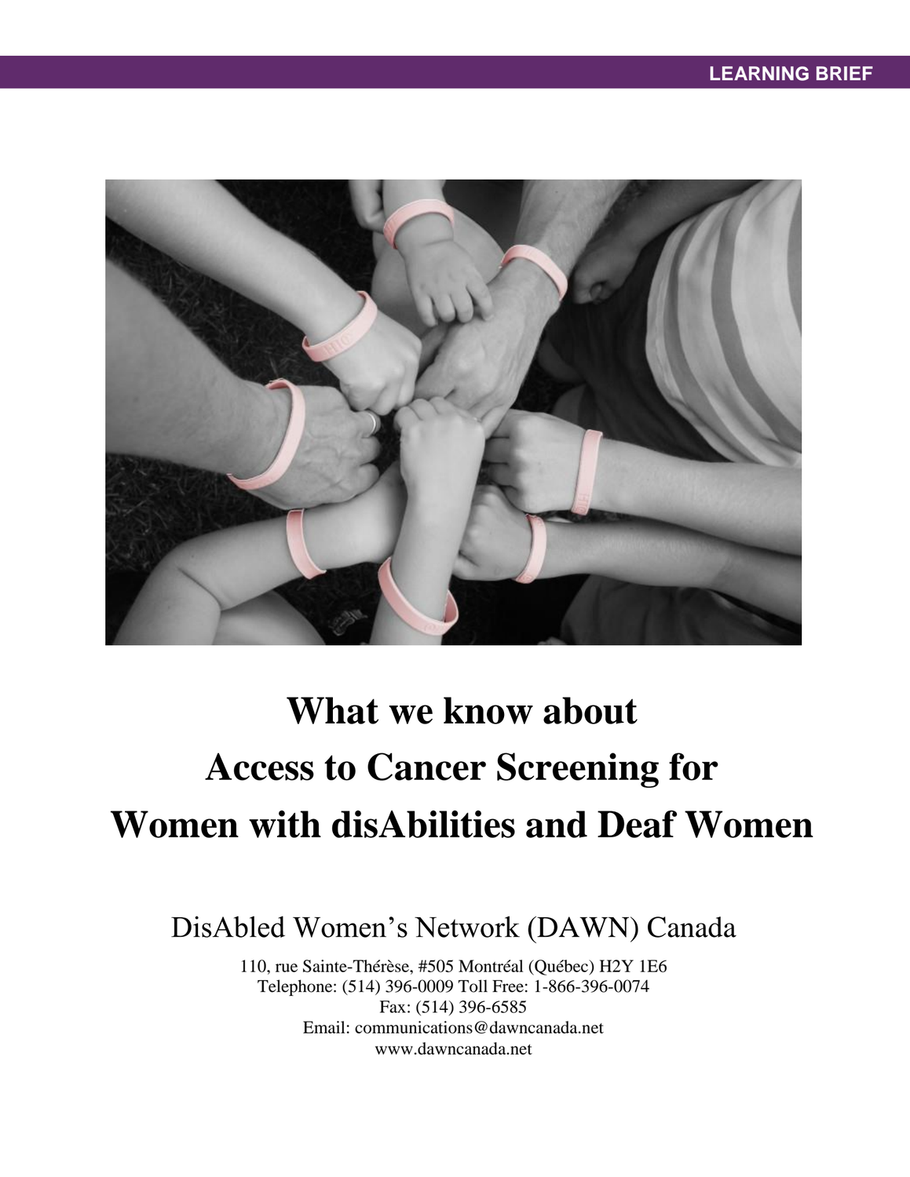LEARNING BRIEF

# What we know about Access to Cancer Screening for Women with disAbilities and Deaf Women

DisAbled Women's Network (DAWN) Canada

110, rue Sainte-Thérèse, #505 Montréal (Québec) H2Y 1E6
Telephone: (514) 396-0009 Toll Free: 1-866-396-0074
Fax: (514) 396-6585
Email: communications@dawncanada.net
www.dawncanada.net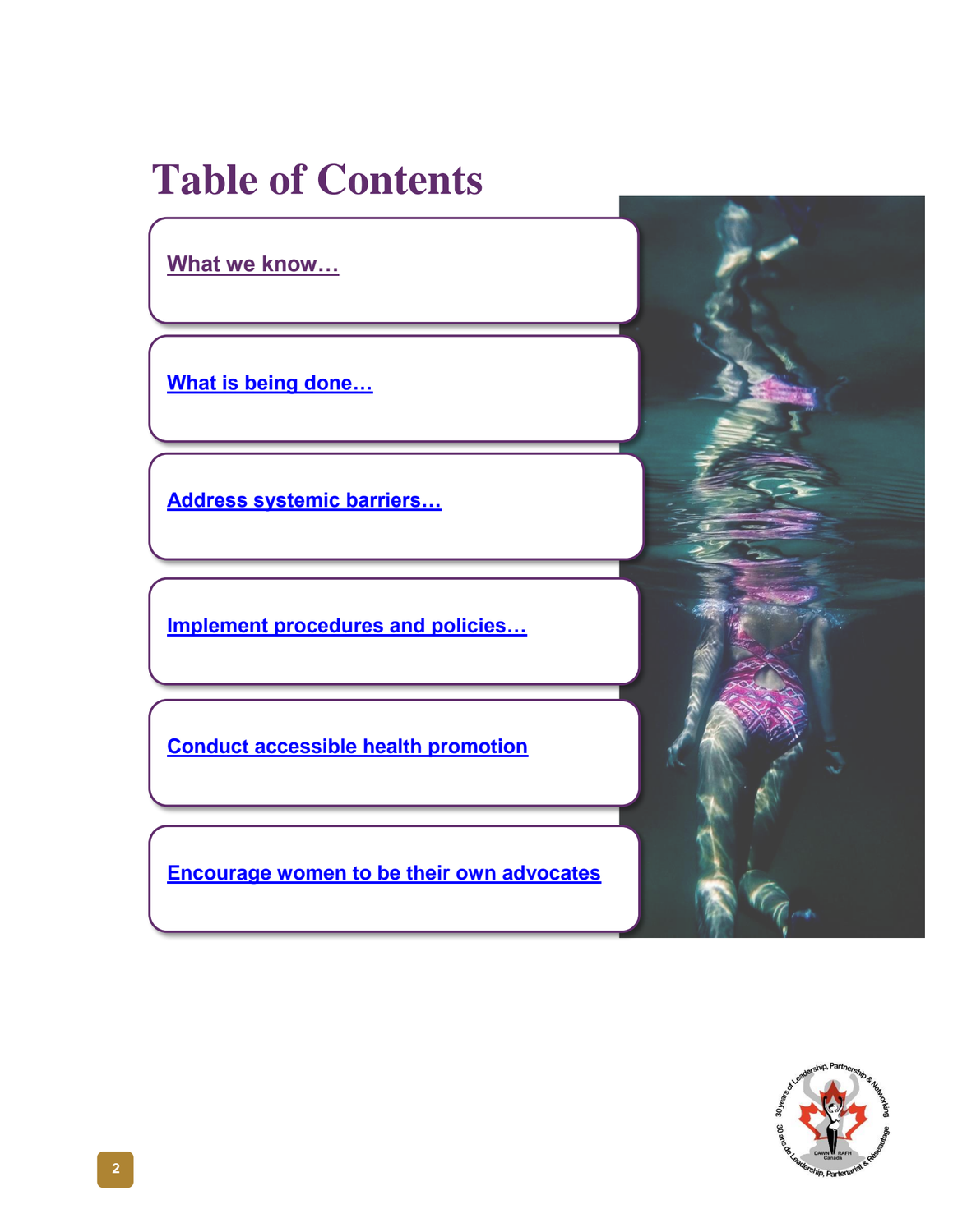# Table of Contents

- What we know…
- What is being done…
- Address systemic barriers…
- Implement procedures and policies…
- Conduct accessible health promotion
- Encourage women to be their own advocates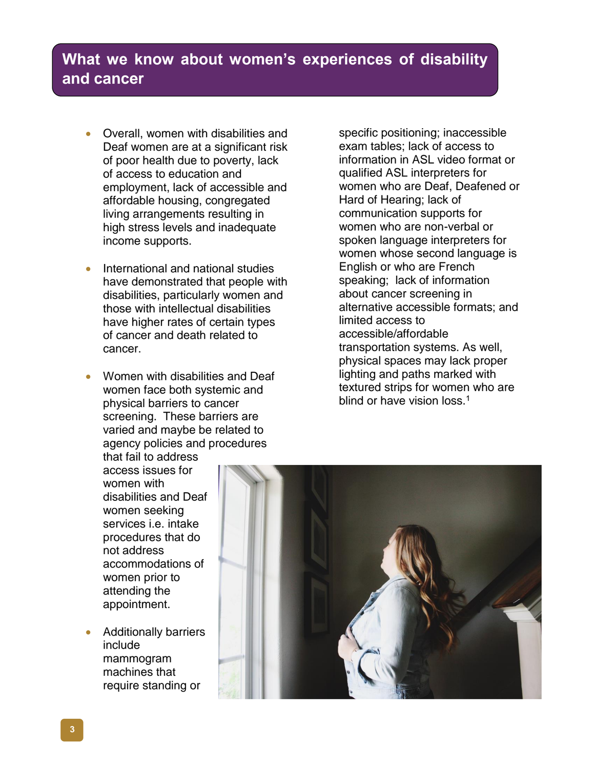## What we know about women's experiences of disability and cancer

- Overall, women with disabilities and Deaf women are at a significant risk of poor health due to poverty, lack of access to education and employment, lack of accessible and affordable housing, congregated living arrangements resulting in high stress levels and inadequate income supports.

- International and national studies have demonstrated that people with disabilities, particularly women and those with intellectual disabilities have higher rates of certain types of cancer and death related to cancer.

- Women with disabilities and Deaf women face both systemic and physical barriers to cancer screening. These barriers are varied and maybe be related to agency policies and procedures that fail to address access issues for women with disabilities and Deaf women seeking services i.e. intake procedures that do not address accommodations of women prior to attending the appointment.

- Additionally barriers include mammogram machines that require standing or specific positioning; inaccessible exam tables; lack of access to information in ASL video format or qualified ASL interpreters for women who are Deaf, Deafened or Hard of Hearing; lack of communication supports for women who are non-verbal or spoken language interpreters for women whose second language is English or who are French speaking; lack of information about cancer screening in alternative accessible formats; and limited access to accessible/affordable transportation systems. As well, physical spaces may lack proper lighting and paths marked with textured strips for women who are blind or have vision loss.[1]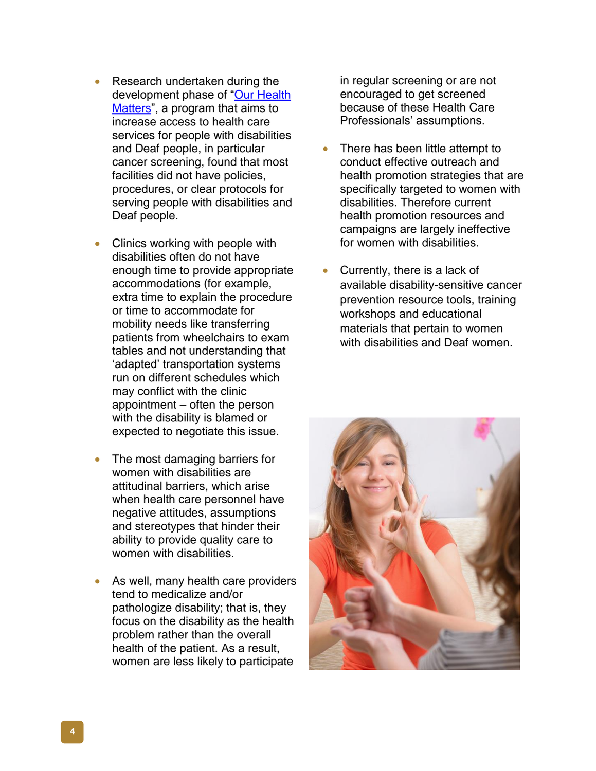- Research undertaken during the development phase of "Our Health Matters", a program that aims to increase access to health care services for people with disabilities and Deaf people, in particular cancer screening, found that most facilities did not have policies, procedures, or clear protocols for serving people with disabilities and Deaf people.

- Clinics working with people with disabilities often do not have enough time to provide appropriate accommodations (for example, extra time to explain the procedure or time to accommodate for mobility needs like transferring patients from wheelchairs to exam tables and not understanding that 'adapted' transportation systems run on different schedules which may conflict with the clinic appointment – often the person with the disability is blamed or expected to negotiate this issue.

- The most damaging barriers for women with disabilities are attitudinal barriers, which arise when health care personnel have negative attitudes, assumptions and stereotypes that hinder their ability to provide quality care to women with disabilities.

- As well, many health care providers tend to medicalize and/or pathologize disability; that is, they focus on the disability as the health problem rather than the overall health of the patient. As a result, women are less likely to participate in regular screening or are not encouraged to get screened because of these Health Care Professionals' assumptions.

- There has been little attempt to conduct effective outreach and health promotion strategies that are specifically targeted to women with disabilities. Therefore current health promotion resources and campaigns are largely ineffective for women with disabilities.

- Currently, there is a lack of available disability-sensitive cancer prevention resource tools, training workshops and educational materials that pertain to women with disabilities and Deaf women.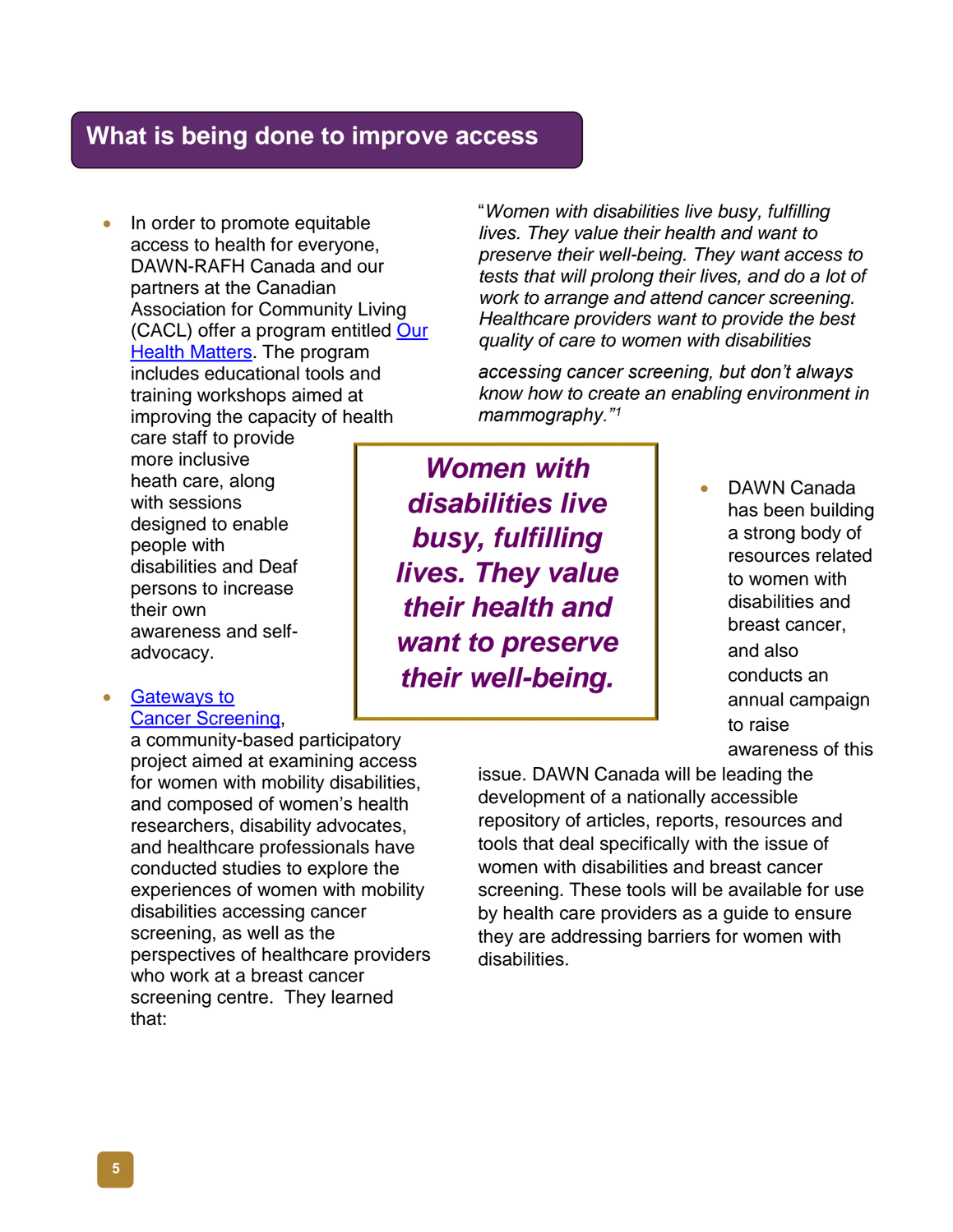## What is being done to improve access

- In order to promote equitable access to health for everyone, DAWN-RAFH Canada and our partners at the Canadian Association for Community Living (CACL) offer a program entitled Our Health Matters. The program includes educational tools and training workshops aimed at improving the capacity of health care staff to provide more inclusive heath care, along with sessions designed to enable people with disabilities and Deaf persons to increase their own awareness and self-advocacy.

- Gateways to Cancer Screening, a community-based participatory project aimed at examining access for women with mobility disabilities, and composed of women's health researchers, disability advocates, and healthcare professionals have conducted studies to explore the experiences of women with mobility disabilities accessing cancer screening, as well as the perspectives of healthcare providers who work at a breast cancer screening centre. They learned that:

"*Women with disabilities live busy, fulfilling lives. They value their health and want to preserve their well-being. They want access to tests that will prolong their lives, and do a lot of work to arrange and attend cancer screening. Healthcare providers want to provide the best quality of care to women with disabilities accessing cancer screening, but don't always know how to create an enabling environment in mammography.*"[1]

> ***Women with disabilities live busy, fulfilling lives. They value their health and want to preserve their well-being.***

- DAWN Canada has been building a strong body of resources related to women with disabilities and breast cancer, and also conducts an annual campaign to raise awareness of this issue. DAWN Canada will be leading the development of a nationally accessible repository of articles, reports, resources and tools that deal specifically with the issue of women with disabilities and breast cancer screening. These tools will be available for use by health care providers as a guide to ensure they are addressing barriers for women with disabilities.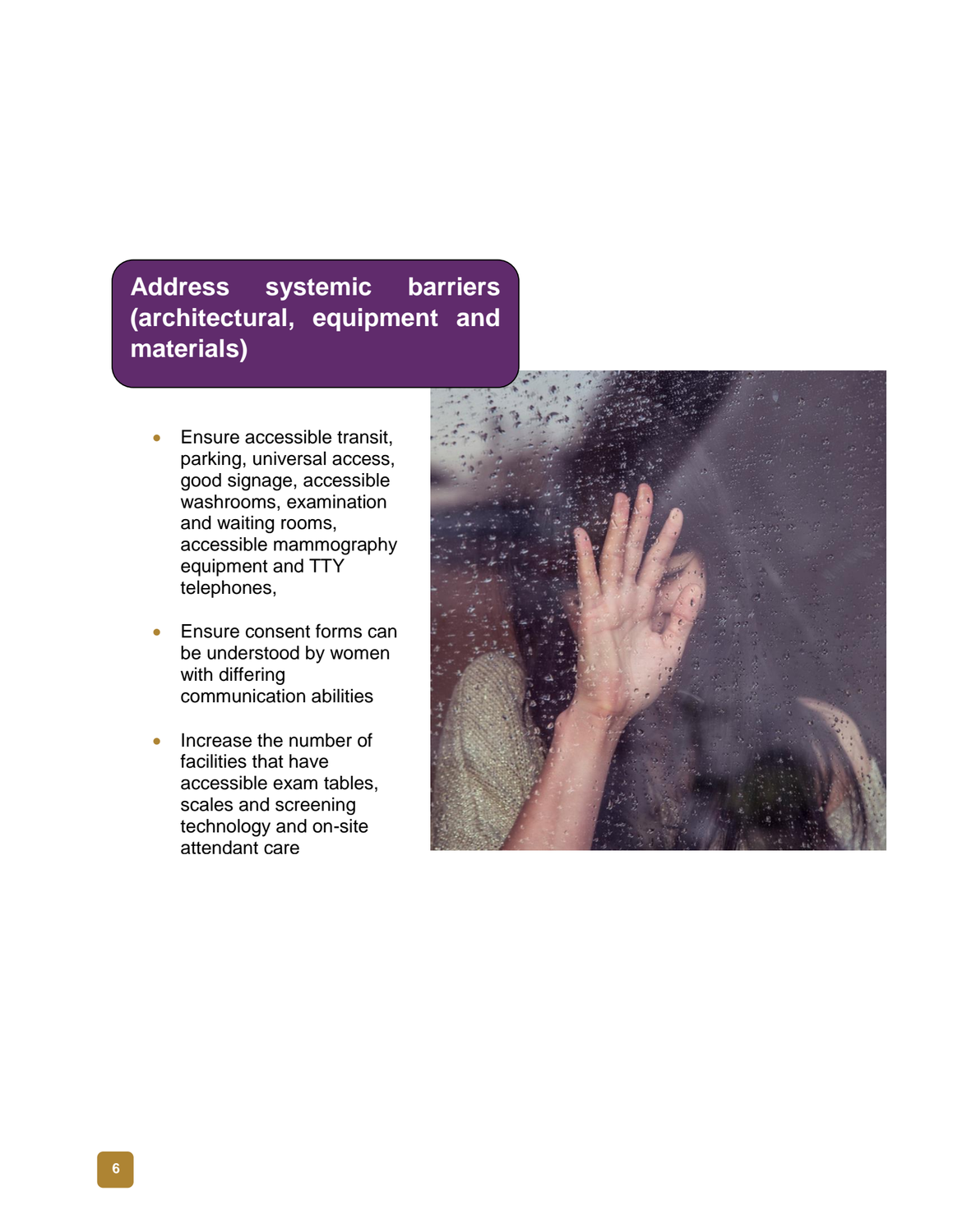## Address systemic barriers (architectural, equipment and materials)

- Ensure accessible transit, parking, universal access, good signage, accessible washrooms, examination and waiting rooms, accessible mammography equipment and TTY telephones,
- Ensure consent forms can be understood by women with differing communication abilities
- Increase the number of facilities that have accessible exam tables, scales and screening technology and on-site attendant care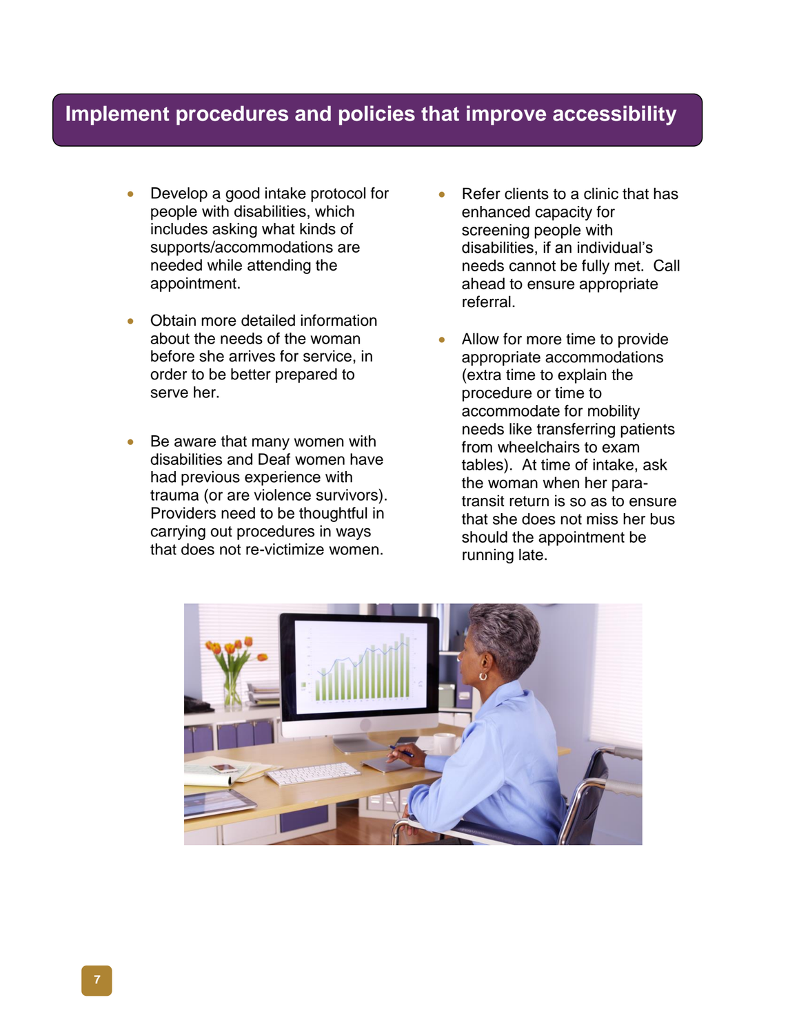## Implement procedures and policies that improve accessibility

- Develop a good intake protocol for people with disabilities, which includes asking what kinds of supports/accommodations are needed while attending the appointment.
- Obtain more detailed information about the needs of the woman before she arrives for service, in order to be better prepared to serve her.
- Be aware that many women with disabilities and Deaf women have had previous experience with trauma (or are violence survivors). Providers need to be thoughtful in carrying out procedures in ways that does not re-victimize women.
- Refer clients to a clinic that has enhanced capacity for screening people with disabilities, if an individual's needs cannot be fully met. Call ahead to ensure appropriate referral.
- Allow for more time to provide appropriate accommodations (extra time to explain the procedure or time to accommodate for mobility needs like transferring patients from wheelchairs to exam tables). At time of intake, ask the woman when her para-transit return is so as to ensure that she does not miss her bus should the appointment be running late.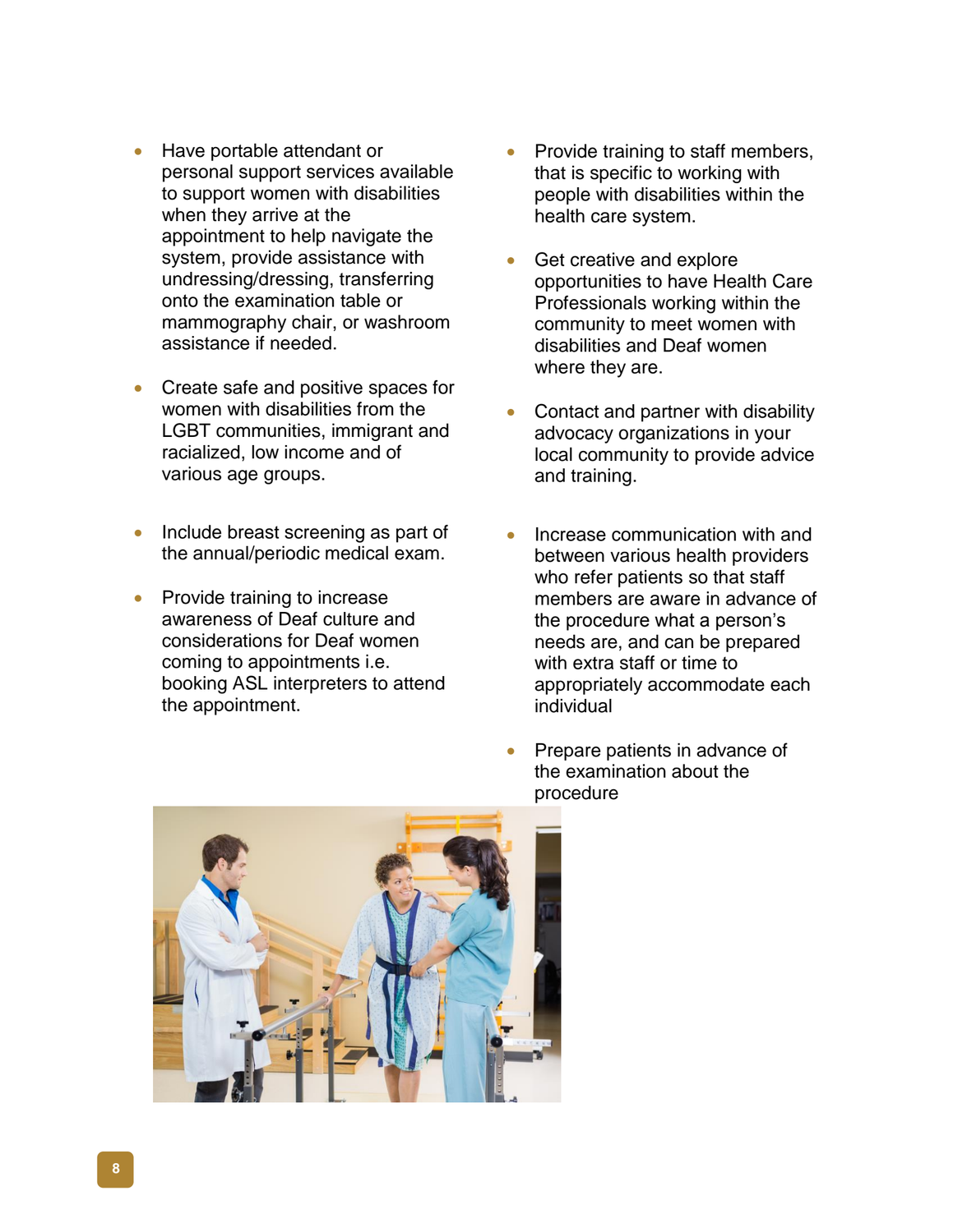- Have portable attendant or personal support services available to support women with disabilities when they arrive at the appointment to help navigate the system, provide assistance with undressing/dressing, transferring onto the examination table or mammography chair, or washroom assistance if needed.

- Create safe and positive spaces for women with disabilities from the LGBT communities, immigrant and racialized, low income and of various age groups.

- Include breast screening as part of the annual/periodic medical exam.

- Provide training to increase awareness of Deaf culture and considerations for Deaf women coming to appointments i.e. booking ASL interpreters to attend the appointment.

- Provide training to staff members, that is specific to working with people with disabilities within the health care system.

- Get creative and explore opportunities to have Health Care Professionals working within the community to meet women with disabilities and Deaf women where they are.

- Contact and partner with disability advocacy organizations in your local community to provide advice and training.

- Increase communication with and between various health providers who refer patients so that staff members are aware in advance of the procedure what a person's needs are, and can be prepared with extra staff or time to appropriately accommodate each individual

- Prepare patients in advance of the examination about the procedure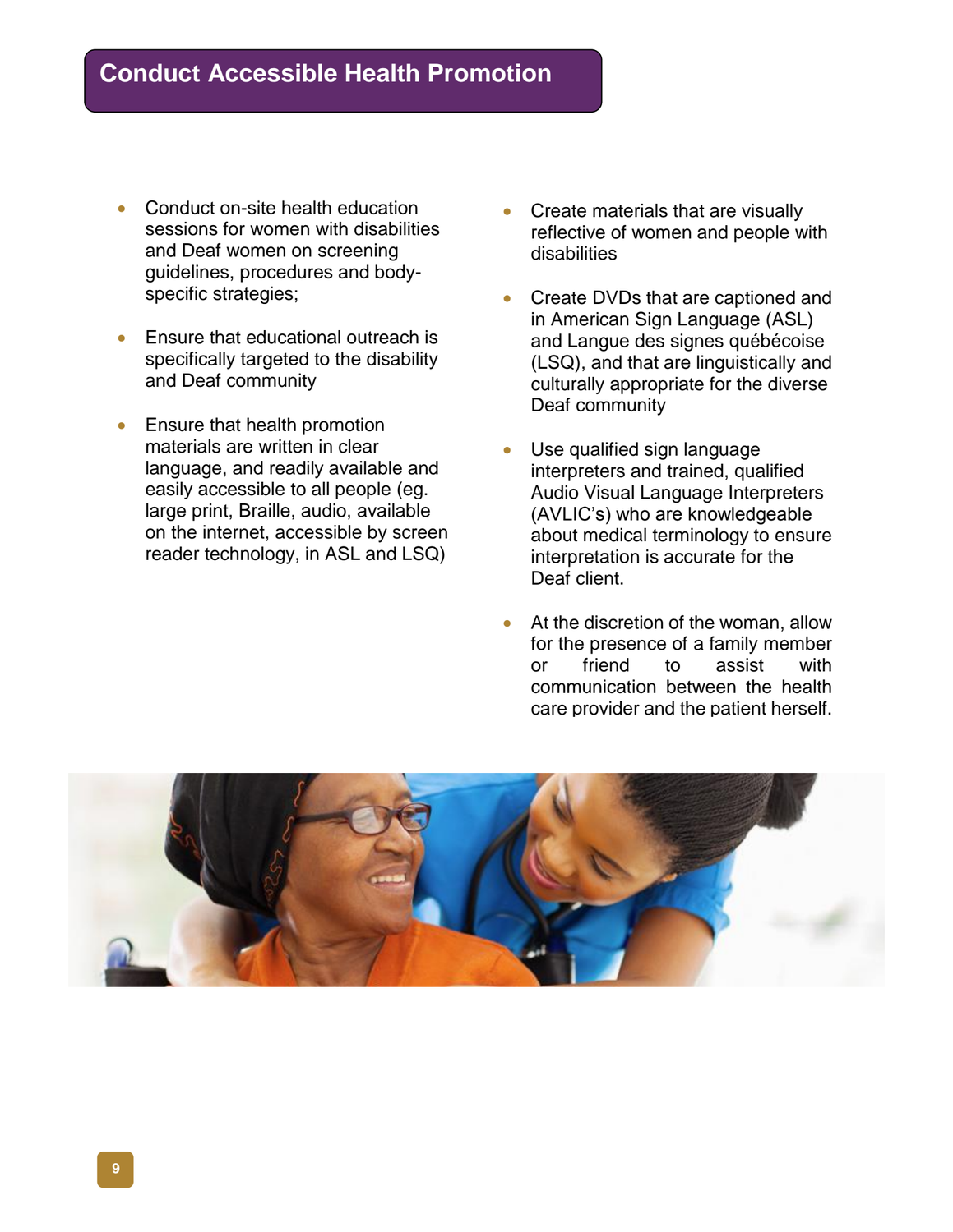# Conduct Accessible Health Promotion

- Conduct on-site health education sessions for women with disabilities and Deaf women on screening guidelines, procedures and body-specific strategies;

- Ensure that educational outreach is specifically targeted to the disability and Deaf community

- Ensure that health promotion materials are written in clear language, and readily available and easily accessible to all people (eg. large print, Braille, audio, available on the internet, accessible by screen reader technology, in ASL and LSQ)

- Create materials that are visually reflective of women and people with disabilities

- Create DVDs that are captioned and in American Sign Language (ASL) and Langue des signes québécoise (LSQ), and that are linguistically and culturally appropriate for the diverse Deaf community

- Use qualified sign language interpreters and trained, qualified Audio Visual Language Interpreters (AVLIC's) who are knowledgeable about medical terminology to ensure interpretation is accurate for the Deaf client.

- At the discretion of the woman, allow for the presence of a family member or friend to assist with communication between the health care provider and the patient herself.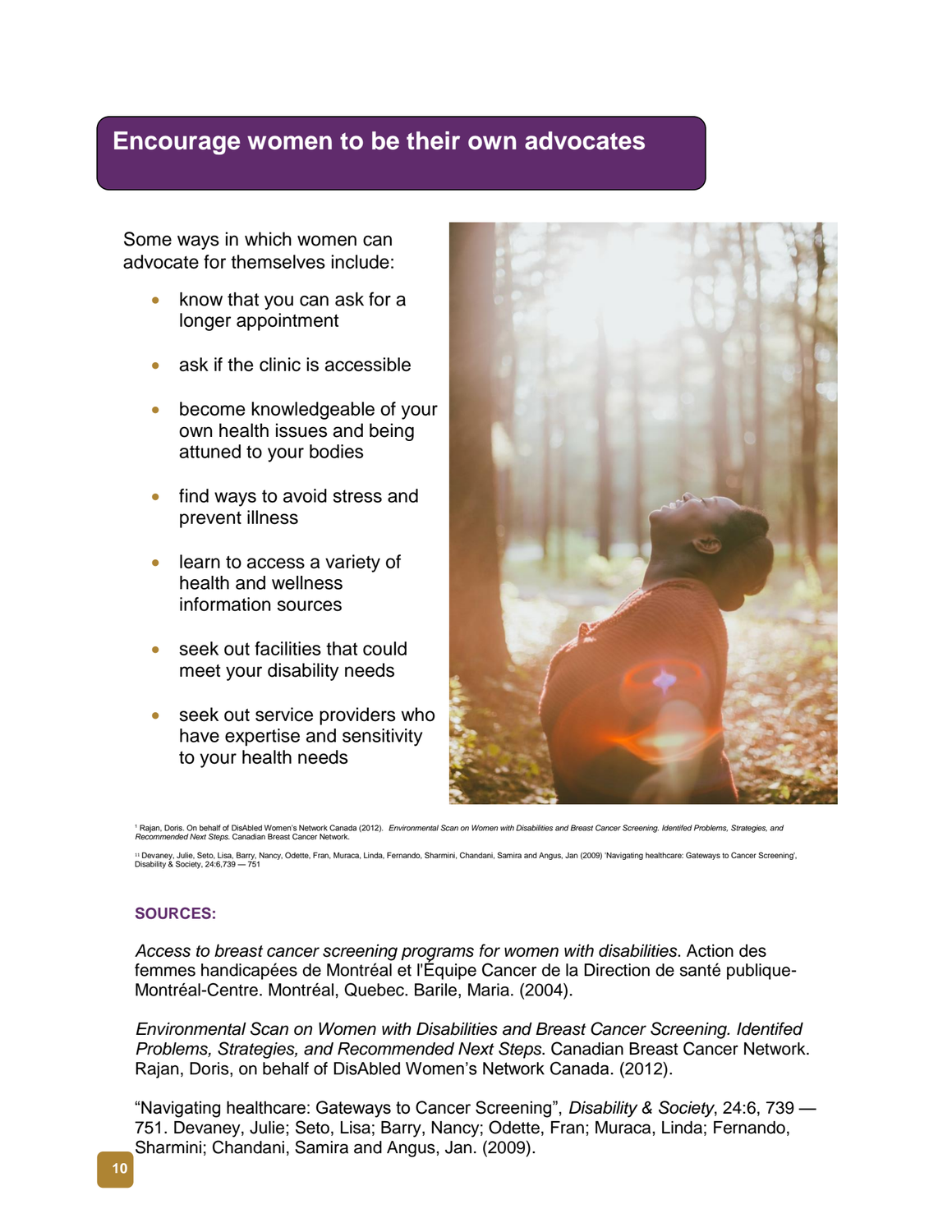## Encourage women to be their own advocates

Some ways in which women can advocate for themselves include:

- know that you can ask for a longer appointment
- ask if the clinic is accessible
- become knowledgeable of your own health issues and being attuned to your bodies
- find ways to avoid stress and prevent illness
- learn to access a variety of health and wellness information sources
- seek out facilities that could meet your disability needs
- seek out service providers who have expertise and sensitivity to your health needs

[i] Rajan, Doris. On behalf of DisAbled Women's Network Canada (2012). *Environmental Scan on Women with Disabilities and Breast Cancer Screening. Identifed Problems, Strategies, and Recommended Next Steps.* Canadian Breast Cancer Network.

[ii] Devaney, Julie, Seto, Lisa, Barry, Nancy, Odette, Fran, Muraca, Linda, Fernando, Sharmini, Chandani, Samira and Angus, Jan (2009) 'Navigating healthcare: Gateways to Cancer Screening', Disability & Society, 24:6,739 — 751

**SOURCES:**

*Access to breast cancer screening programs for women with disabilities*. Action des femmes handicapées de Montréal et l'Équipe Cancer de la Direction de santé publique-Montréal-Centre. Montréal, Quebec. Barile, Maria. (2004).

*Environmental Scan on Women with Disabilities and Breast Cancer Screening. Identifed Problems, Strategies, and Recommended Next Steps*. Canadian Breast Cancer Network. Rajan, Doris, on behalf of DisAbled Women's Network Canada. (2012).

"Navigating healthcare: Gateways to Cancer Screening", *Disability & Society*, 24:6, 739 — 751. Devaney, Julie; Seto, Lisa; Barry, Nancy; Odette, Fran; Muraca, Linda; Fernando, Sharmini; Chandani, Samira and Angus, Jan. (2009).